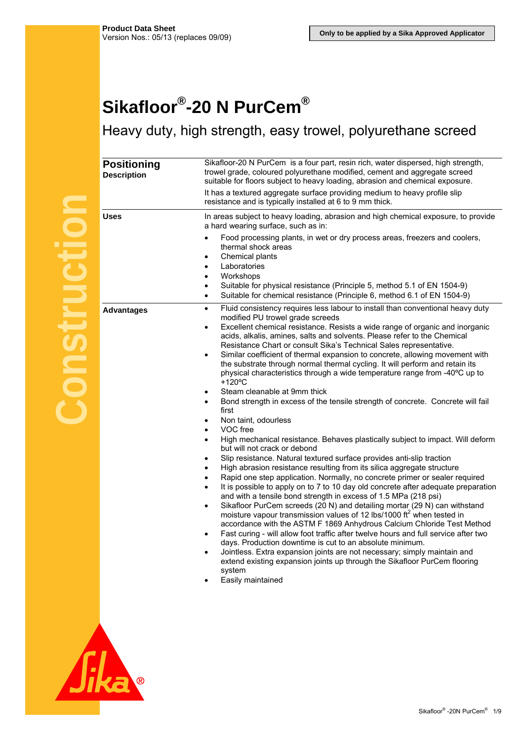**Product Data Sheet**
Version Nos.: 05/13 (replaces 09/09)

**Only to be applied by a Sika Approved Applicator**

# Sikafloor®-20 N PurCem®

## Heavy duty, high strength, easy trowel, polyurethane screed

| | |
|---|---|
| **Positioning** **Description** | Sikafloor-20 N PurCem is a four part, resin rich, water dispersed, high strength, trowel grade, coloured polyurethane modified, cement and aggregate screed suitable for floors subject to heavy loading, abrasion and chemical exposure.<br>It has a textured aggregate surface providing medium to heavy profile slip resistance and is typically installed at 6 to 9 mm thick. |
| **Uses** | In areas subject to heavy loading, abrasion and high chemical exposure, to provide a hard wearing surface, such as in:<br>• Food processing plants, in wet or dry process areas, freezers and coolers, thermal shock areas<br>• Chemical plants<br>• Laboratories<br>• Workshops<br>• Suitable for physical resistance (Principle 5, method 5.1 of EN 1504-9)<br>• Suitable for chemical resistance (Principle 6, method 6.1 of EN 1504-9) |
| **Advantages** | • Fluid consistency requires less labour to install than conventional heavy duty modified PU trowel grade screeds<br>• Excellent chemical resistance. Resists a wide range of organic and inorganic acids, alkalis, amines, salts and solvents. Please refer to the Chemical Resistance Chart or consult Sika's Technical Sales representative.<br>• Similar coefficient of thermal expansion to concrete, allowing movement with the substrate through normal thermal cycling. It will perform and retain its physical characteristics through a wide temperature range from -40ºC up to +120ºC<br>• Steam cleanable at 9mm thick<br>• Bond strength in excess of the tensile strength of concrete. Concrete will fail first<br>• Non taint, odourless<br>• VOC free<br>• High mechanical resistance. Behaves plastically subject to impact. Will deform but will not crack or debond<br>• Slip resistance. Natural textured surface provides anti-slip traction<br>• High abrasion resistance resulting from its silica aggregate structure<br>• Rapid one step application. Normally, no concrete primer or sealer required<br>• It is possible to apply on to 7 to 10 day old concrete after adequate preparation and with a tensile bond strength in excess of 1.5 MPa (218 psi)<br>• Sikafloor PurCem screeds (20 N) and detailing mortar (29 N) can withstand moisture vapour transmission values of 12 lbs/1000 $ft^2$ when tested in accordance with the ASTM F 1869 Anhydrous Calcium Chloride Test Method<br>• Fast curing - will allow foot traffic after twelve hours and full service after two days. Production downtime is cut to an absolute minimum.<br>• Jointless. Extra expansion joints are not necessary; simply maintain and extend existing expansion joints up through the Sikafloor PurCem flooring system<br>• Easily maintained |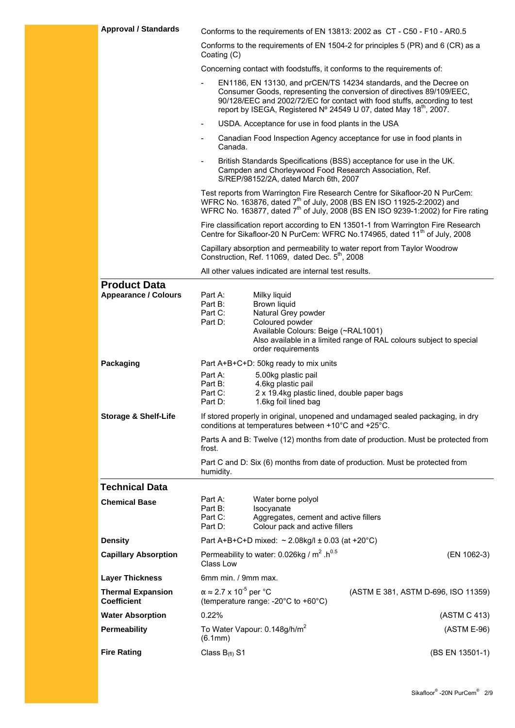**Approval / Standards**

Conforms to the requirements of EN 13813: 2002 as CT - C50 - F10 - AR0.5

Conforms to the requirements of EN 1504-2 for principles 5 (PR) and 6 (CR) as a Coating (C)

Concerning contact with foodstuffs, it conforms to the requirements of:

- EN1186, EN 13130, and prCEN/TS 14234 standards, and the Decree on Consumer Goods, representing the conversion of directives 89/109/EEC, 90/128/EEC and 2002/72/EC for contact with food stuffs, according to test report by ISEGA, Registered Nº 24549 U 07, dated May 18th, 2007.
- USDA. Acceptance for use in food plants in the USA
- Canadian Food Inspection Agency acceptance for use in food plants in Canada.
- British Standards Specifications (BSS) acceptance for use in the UK. Campden and Chorleywood Food Research Association, Ref. S/REP/98152/2A, dated March 6th, 2007

Test reports from Warrington Fire Research Centre for Sikafloor-20 N PurCem: WFRC No. 163876, dated 7th of July, 2008 (BS EN ISO 11925-2:2002) and WFRC No. 163877, dated 7th of July, 2008 (BS EN ISO 9239-1:2002) for Fire rating

Fire classification report according to EN 13501-1 from Warrington Fire Research Centre for Sikafloor-20 N PurCem: WFRC No.174965, dated 11th of July, 2008

Capillary absorption and permeability to water report from Taylor Woodrow Construction, Ref. 11069, dated Dec. 5th, 2008

All other values indicated are internal test results.

## Product Data

**Appearance / Colours**

Part A: Milky liquid
Part B: Brown liquid
Part C: Natural Grey powder
Part D: Coloured powder
Available Colours: Beige (~RAL1001)
Also available in a limited range of RAL colours subject to special order requirements

**Packaging**

Part A+B+C+D: 50kg ready to mix units

Part A: 5.00kg plastic pail
Part B: 4.6kg plastic pail
Part C: 2 x 19.4kg plastic lined, double paper bags
Part D: 1.6kg foil lined bag

**Storage & Shelf-Life**

If stored properly in original, unopened and undamaged sealed packaging, in dry conditions at temperatures between +10°C and +25°C.

Parts A and B: Twelve (12) months from date of production. Must be protected from frost.

Part C and D: Six (6) months from date of production. Must be protected from humidity.

## Technical Data

**Chemical Base**

Part A: Water borne polyol
Part B: Isocyanate
Part C: Aggregates, cement and active fillers
Part D: Colour pack and active fillers

**Density**

Part A+B+C+D mixed: ~ 2.08kg/l ± 0.03 (at +20°C)

**Capillary Absorption**

Permeability to water: 0.026kg / $m^2$ .$h^{0.5}$ (EN 1062-3)
Class Low

**Layer Thickness**

6mm min. / 9mm max.

**Thermal Expansion Coefficient**

$\alpha \approx 2.7 \times 10^{-5}$ per °C (ASTM E 381, ASTM D-696, ISO 11359)
(temperature range: -20°C to +60°C)

**Water Absorption**

0.22% (ASTM C 413)

**Permeability**

To Water Vapour: 0.148g/h/$m^2$ (ASTM E-96)
(6.1mm)

**Fire Rating**

Class $B_{(fl)}$ S1 (BS EN 13501-1)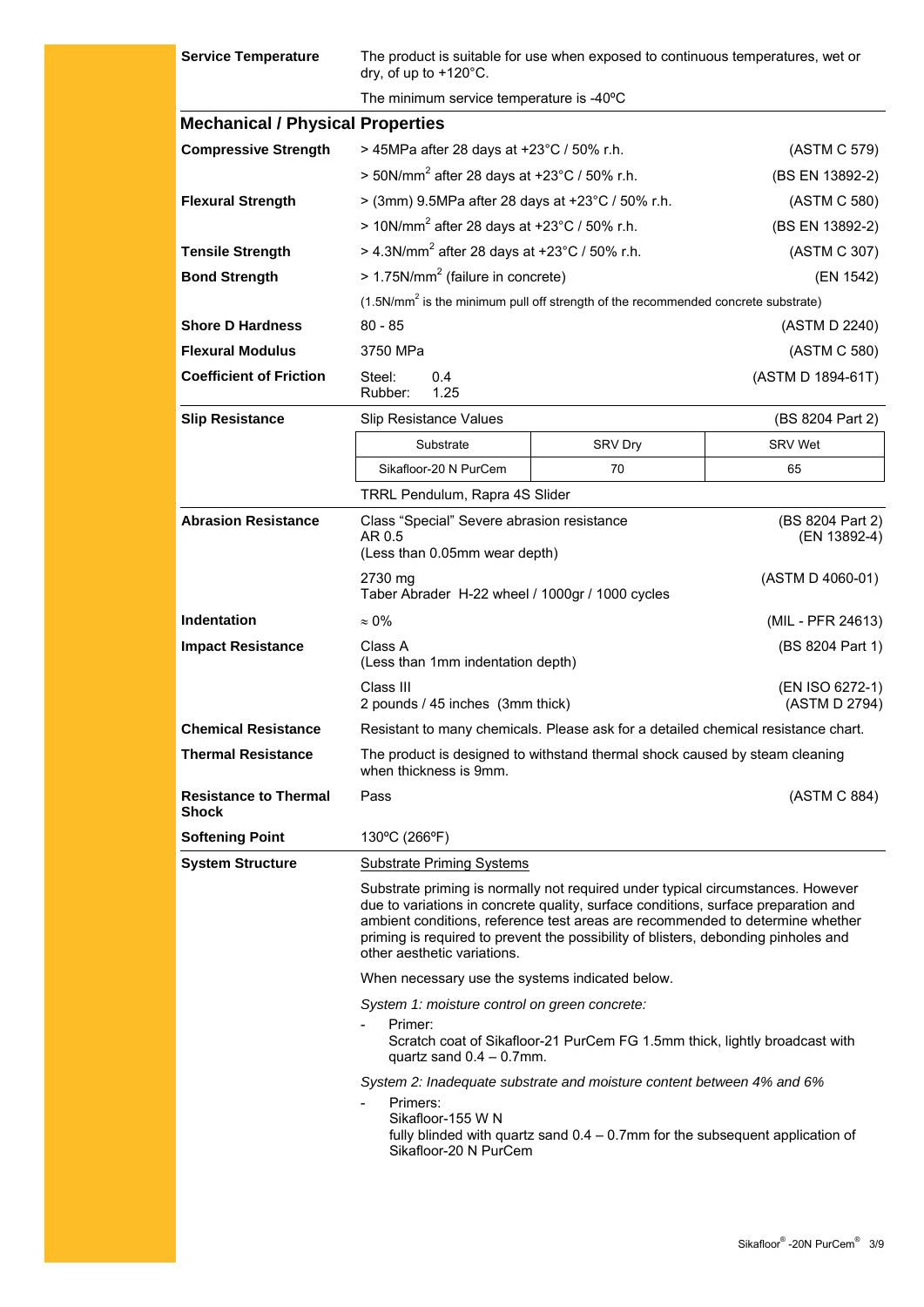**Service Temperature**

The product is suitable for use when exposed to continuous temperatures, wet or dry, of up to +120°C.

The minimum service temperature is -40ºC

## Mechanical / Physical Properties

**Compressive Strength**

> 45MPa after 28 days at +23°C / 50% r.h. (ASTM C 579)

> 50N/mm$^2$ after 28 days at +23°C / 50% r.h. (BS EN 13892-2)

**Flexural Strength**

> (3mm) 9.5MPa after 28 days at +23°C / 50% r.h. (ASTM C 580)

> 10N/mm$^2$ after 28 days at +23°C / 50% r.h. (BS EN 13892-2)

**Tensile Strength**

> 4.3N/mm$^2$ after 28 days at +23°C / 50% r.h. (ASTM C 307)

**Bond Strength**

> 1.75N/mm$^2$ (failure in concrete) (EN 1542)

(1.5N/mm$^2$ is the minimum pull off strength of the recommended concrete substrate)

**Shore D Hardness**

80 - 85 (ASTM D 2240)

**Flexural Modulus**

3750 MPa (ASTM C 580)

**Coefficient of Friction**

Steel: 0.4
Rubber: 1.25
(ASTM D 1894-61T)

**Slip Resistance**

Slip Resistance Values (BS 8204 Part 2)

| Substrate | SRV Dry | SRV Wet |
|---|---|---|
| Sikafloor-20 N PurCem | 70 | 65 |

TRRL Pendulum, Rapra 4S Slider

**Abrasion Resistance**

Class "Special" Severe abrasion resistance
AR 0.5
(Less than 0.05mm wear depth)
(BS 8204 Part 2)
(EN 13892-4)

2730 mg
Taber Abrader H-22 wheel / 1000gr / 1000 cycles
(ASTM D 4060-01)

**Indentation**

≈ 0% (MIL - PFR 24613)

**Impact Resistance**

Class A
(Less than 1mm indentation depth)
(BS 8204 Part 1)

Class III
2 pounds / 45 inches (3mm thick)
(EN ISO 6272-1)
(ASTM D 2794)

**Chemical Resistance**

Resistant to many chemicals. Please ask for a detailed chemical resistance chart.

**Thermal Resistance**

The product is designed to withstand thermal shock caused by steam cleaning when thickness is 9mm.

**Resistance to Thermal Shock**

Pass (ASTM C 884)

**Softening Point**

130ºC (266ºF)

**System Structure**

Substrate Priming Systems

Substrate priming is normally not required under typical circumstances. However due to variations in concrete quality, surface conditions, surface preparation and ambient conditions, reference test areas are recommended to determine whether priming is required to prevent the possibility of blisters, debonding pinholes and other aesthetic variations.

When necessary use the systems indicated below.

*System 1: moisture control on green concrete:*

- Primer:
  Scratch coat of Sikafloor-21 PurCem FG 1.5mm thick, lightly broadcast with quartz sand 0.4 – 0.7mm.

*System 2: Inadequate substrate and moisture content between 4% and 6%*

- Primers:
  Sikafloor-155 W N
  fully blinded with quartz sand 0.4 – 0.7mm for the subsequent application of Sikafloor-20 N PurCem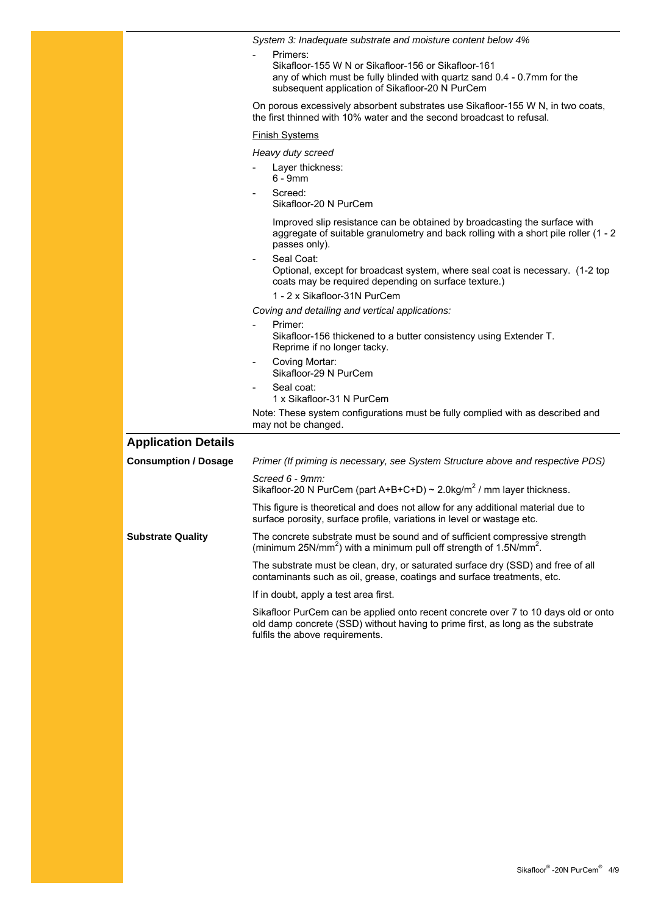*System 3: Inadequate substrate and moisture content below 4%*

- Primers:
  Sikafloor-155 W N or Sikafloor-156 or Sikafloor-161
  any of which must be fully blinded with quartz sand 0.4 - 0.7mm for the subsequent application of Sikafloor-20 N PurCem

On porous excessively absorbent substrates use Sikafloor-155 W N, in two coats, the first thinned with 10% water and the second broadcast to refusal.

Finish Systems

*Heavy duty screed*

- Layer thickness:
  6 - 9mm
- Screed:
  Sikafloor-20 N PurCem

  Improved slip resistance can be obtained by broadcasting the surface with aggregate of suitable granulometry and back rolling with a short pile roller (1 - 2 passes only).
- Seal Coat:
  Optional, except for broadcast system, where seal coat is necessary. (1-2 top coats may be required depending on surface texture.)

  1 - 2 x Sikafloor-31N PurCem

*Coving and detailing and vertical applications:*

- Primer:
  Sikafloor-156 thickened to a butter consistency using Extender T.
  Reprime if no longer tacky.
- Coving Mortar:
  Sikafloor-29 N PurCem
- Seal coat:
  1 x Sikafloor-31 N PurCem

Note: These system configurations must be fully complied with as described and may not be changed.

## Application Details

**Consumption / Dosage**

*Primer (If priming is necessary, see System Structure above and respective PDS)*

*Screed 6 - 9mm:*
Sikafloor-20 N PurCem (part A+B+C+D) ~ 2.0kg/m$^2$ / mm layer thickness.

This figure is theoretical and does not allow for any additional material due to surface porosity, surface profile, variations in level or wastage etc.

**Substrate Quality**

The concrete substrate must be sound and of sufficient compressive strength (minimum 25N/mm$^2$) with a minimum pull off strength of 1.5N/mm$^2$.

The substrate must be clean, dry, or saturated surface dry (SSD) and free of all contaminants such as oil, grease, coatings and surface treatments, etc.

If in doubt, apply a test area first.

Sikafloor PurCem can be applied onto recent concrete over 7 to 10 days old or onto old damp concrete (SSD) without having to prime first, as long as the substrate fulfils the above requirements.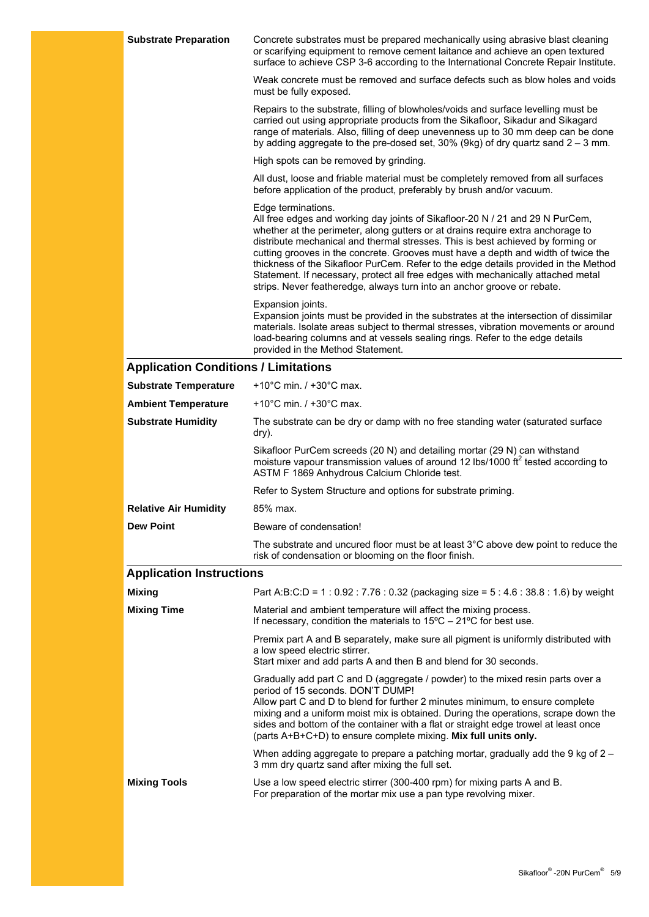**Substrate Preparation**

Concrete substrates must be prepared mechanically using abrasive blast cleaning or scarifying equipment to remove cement laitance and achieve an open textured surface to achieve CSP 3-6 according to the International Concrete Repair Institute.

Weak concrete must be removed and surface defects such as blow holes and voids must be fully exposed.

Repairs to the substrate, filling of blowholes/voids and surface levelling must be carried out using appropriate products from the Sikafloor, Sikadur and Sikagard range of materials. Also, filling of deep unevenness up to 30 mm deep can be done by adding aggregate to the pre-dosed set, 30% (9kg) of dry quartz sand 2 – 3 mm.

High spots can be removed by grinding.

All dust, loose and friable material must be completely removed from all surfaces before application of the product, preferably by brush and/or vacuum.

Edge terminations.
All free edges and working day joints of Sikafloor-20 N / 21 and 29 N PurCem, whether at the perimeter, along gutters or at drains require extra anchorage to distribute mechanical and thermal stresses. This is best achieved by forming or cutting grooves in the concrete. Grooves must have a depth and width of twice the thickness of the Sikafloor PurCem. Refer to the edge details provided in the Method Statement. If necessary, protect all free edges with mechanically attached metal strips. Never featheredge, always turn into an anchor groove or rebate.

Expansion joints.
Expansion joints must be provided in the substrates at the intersection of dissimilar materials. Isolate areas subject to thermal stresses, vibration movements or around load-bearing columns and at vessels sealing rings. Refer to the edge details provided in the Method Statement.

## Application Conditions / Limitations

**Substrate Temperature**

+10°C min. / +30°C max.

**Ambient Temperature**

+10°C min. / +30°C max.

**Substrate Humidity**

The substrate can be dry or damp with no free standing water (saturated surface dry).

Sikafloor PurCem screeds (20 N) and detailing mortar (29 N) can withstand moisture vapour transmission values of around 12 lbs/1000 $ft^2$ tested according to ASTM F 1869 Anhydrous Calcium Chloride test.

Refer to System Structure and options for substrate priming.

**Relative Air Humidity**

85% max.

**Dew Point**

Beware of condensation!

The substrate and uncured floor must be at least 3°C above dew point to reduce the risk of condensation or blooming on the floor finish.

## Application Instructions

**Mixing**

Part A:B:C:D = 1 : 0.92 : 7.76 : 0.32 (packaging size = 5 : 4.6 : 38.8 : 1.6) by weight

**Mixing Time**

Material and ambient temperature will affect the mixing process.
If necessary, condition the materials to 15ºC – 21ºC for best use.

Premix part A and B separately, make sure all pigment is uniformly distributed with a low speed electric stirrer.
Start mixer and add parts A and then B and blend for 30 seconds.

Gradually add part C and D (aggregate / powder) to the mixed resin parts over a period of 15 seconds. DON'T DUMP!
Allow part C and D to blend for further 2 minutes minimum, to ensure complete mixing and a uniform moist mix is obtained. During the operations, scrape down the sides and bottom of the container with a flat or straight edge trowel at least once (parts A+B+C+D) to ensure complete mixing. **Mix full units only.**

When adding aggregate to prepare a patching mortar, gradually add the 9 kg of 2 – 3 mm dry quartz sand after mixing the full set.

**Mixing Tools**

Use a low speed electric stirrer (300-400 rpm) for mixing parts A and B.
For preparation of the mortar mix use a pan type revolving mixer.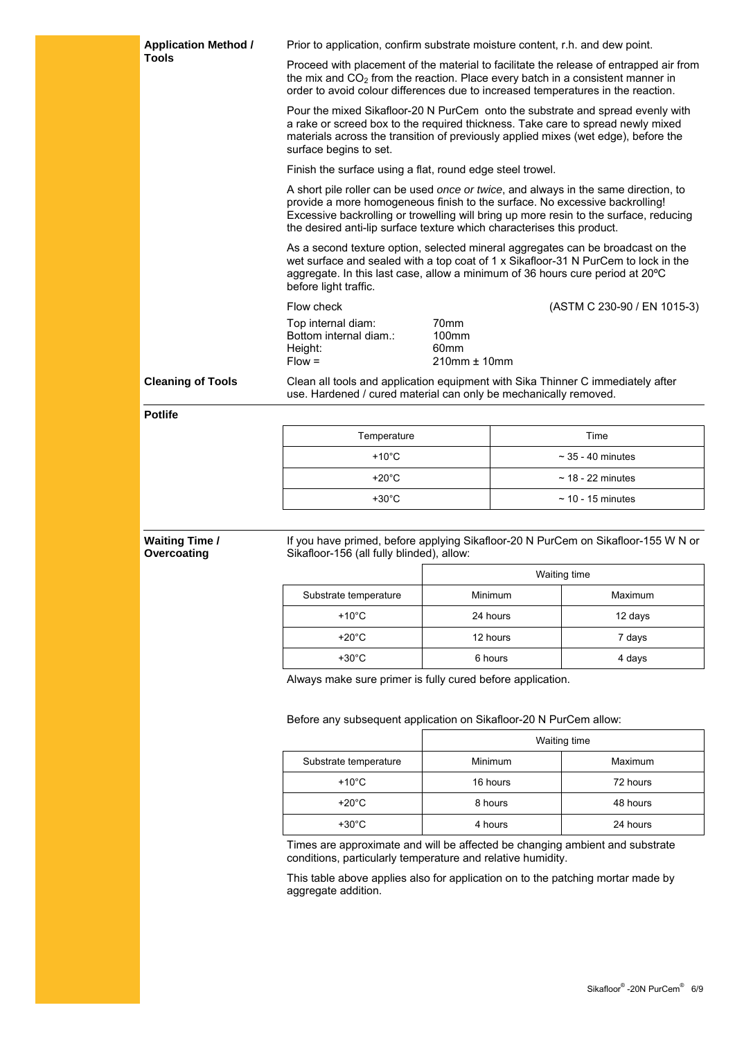**Application Method / Tools**

Prior to application, confirm substrate moisture content, r.h. and dew point.

Proceed with placement of the material to facilitate the release of entrapped air from the mix and $CO_2$ from the reaction. Place every batch in a consistent manner in order to avoid colour differences due to increased temperatures in the reaction.

Pour the mixed Sikafloor-20 N PurCem onto the substrate and spread evenly with a rake or screed box to the required thickness. Take care to spread newly mixed materials across the transition of previously applied mixes (wet edge), before the surface begins to set.

Finish the surface using a flat, round edge steel trowel.

A short pile roller can be used *once or twice*, and always in the same direction, to provide a more homogeneous finish to the surface. No excessive backrolling! Excessive backrolling or trowelling will bring up more resin to the surface, reducing the desired anti-lip surface texture which characterises this product.

As a second texture option, selected mineral aggregates can be broadcast on the wet surface and sealed with a top coat of 1 x Sikafloor-31 N PurCem to lock in the aggregate. In this last case, allow a minimum of 36 hours cure period at 20ºC before light traffic.

Flow check (ASTM C 230-90 / EN 1015-3)

Top internal diam: 70mm
Bottom internal diam.: 100mm
Height: 60mm
Flow = 210mm ± 10mm

**Cleaning of Tools**

Clean all tools and application equipment with Sika Thinner C immediately after use. Hardened / cured material can only be mechanically removed.

**Potlife**

| Temperature | Time |
|---|---|
| +10°C | ~ 35 - 40 minutes |
| +20°C | ~ 18 - 22 minutes |
| +30°C | ~ 10 - 15 minutes |

**Waiting Time / Overcoating**

If you have primed, before applying Sikafloor-20 N PurCem on Sikafloor-155 W N or Sikafloor-156 (all fully blinded), allow:

| | Waiting time | |
|---|---|---|
| Substrate temperature | Minimum | Maximum |
| +10°C | 24 hours | 12 days |
| +20°C | 12 hours | 7 days |
| +30°C | 6 hours | 4 days |

Always make sure primer is fully cured before application.

Before any subsequent application on Sikafloor-20 N PurCem allow:

| | Waiting time | |
|---|---|---|
| Substrate temperature | Minimum | Maximum |
| +10°C | 16 hours | 72 hours |
| +20°C | 8 hours | 48 hours |
| +30°C | 4 hours | 24 hours |

Times are approximate and will be affected be changing ambient and substrate conditions, particularly temperature and relative humidity.

This table above applies also for application on to the patching mortar made by aggregate addition.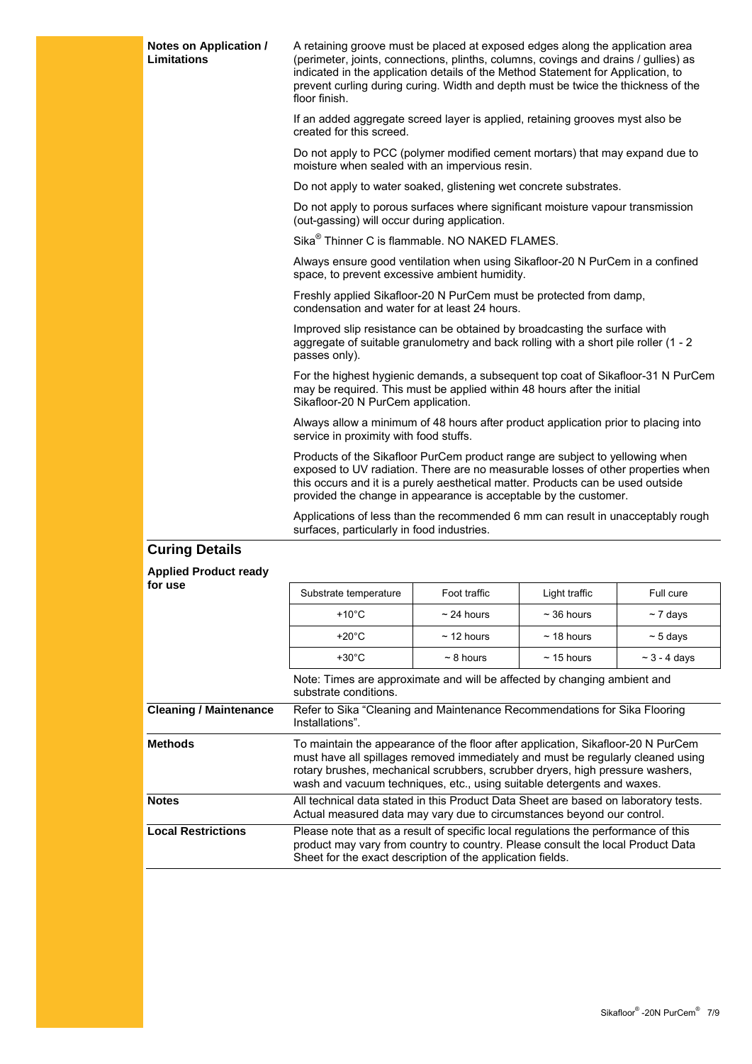**Notes on Application / Limitations**

A retaining groove must be placed at exposed edges along the application area (perimeter, joints, connections, plinths, columns, covings and drains / gullies) as indicated in the application details of the Method Statement for Application, to prevent curling during curing. Width and depth must be twice the thickness of the floor finish.

If an added aggregate screed layer is applied, retaining grooves myst also be created for this screed.

Do not apply to PCC (polymer modified cement mortars) that may expand due to moisture when sealed with an impervious resin.

Do not apply to water soaked, glistening wet concrete substrates.

Do not apply to porous surfaces where significant moisture vapour transmission (out-gassing) will occur during application.

Sika® Thinner C is flammable. NO NAKED FLAMES.

Always ensure good ventilation when using Sikafloor-20 N PurCem in a confined space, to prevent excessive ambient humidity.

Freshly applied Sikafloor-20 N PurCem must be protected from damp, condensation and water for at least 24 hours.

Improved slip resistance can be obtained by broadcasting the surface with aggregate of suitable granulometry and back rolling with a short pile roller (1 - 2 passes only).

For the highest hygienic demands, a subsequent top coat of Sikafloor-31 N PurCem may be required. This must be applied within 48 hours after the initial Sikafloor-20 N PurCem application.

Always allow a minimum of 48 hours after product application prior to placing into service in proximity with food stuffs.

Products of the Sikafloor PurCem product range are subject to yellowing when exposed to UV radiation. There are no measurable losses of other properties when this occurs and it is a purely aesthetical matter. Products can be used outside provided the change in appearance is acceptable by the customer.

Applications of less than the recommended 6 mm can result in unacceptably rough surfaces, particularly in food industries.

## Curing Details

**Applied Product ready for use**

| Substrate temperature | Foot traffic | Light traffic | Full cure |
|---|---|---|---|
| +10°C | ~ 24 hours | ~ 36 hours | ~ 7 days |
| +20°C | ~ 12 hours | ~ 18 hours | ~ 5 days |
| +30°C | ~ 8 hours | ~ 15 hours | ~ 3 - 4 days |

Note: Times are approximate and will be affected by changing ambient and substrate conditions.

**Cleaning / Maintenance**

Refer to Sika "Cleaning and Maintenance Recommendations for Sika Flooring Installations".

**Methods**

To maintain the appearance of the floor after application, Sikafloor-20 N PurCem must have all spillages removed immediately and must be regularly cleaned using rotary brushes, mechanical scrubbers, scrubber dryers, high pressure washers, wash and vacuum techniques, etc., using suitable detergents and waxes.

**Notes**

All technical data stated in this Product Data Sheet are based on laboratory tests. Actual measured data may vary due to circumstances beyond our control.

**Local Restrictions**

Please note that as a result of specific local regulations the performance of this product may vary from country to country. Please consult the local Product Data Sheet for the exact description of the application fields.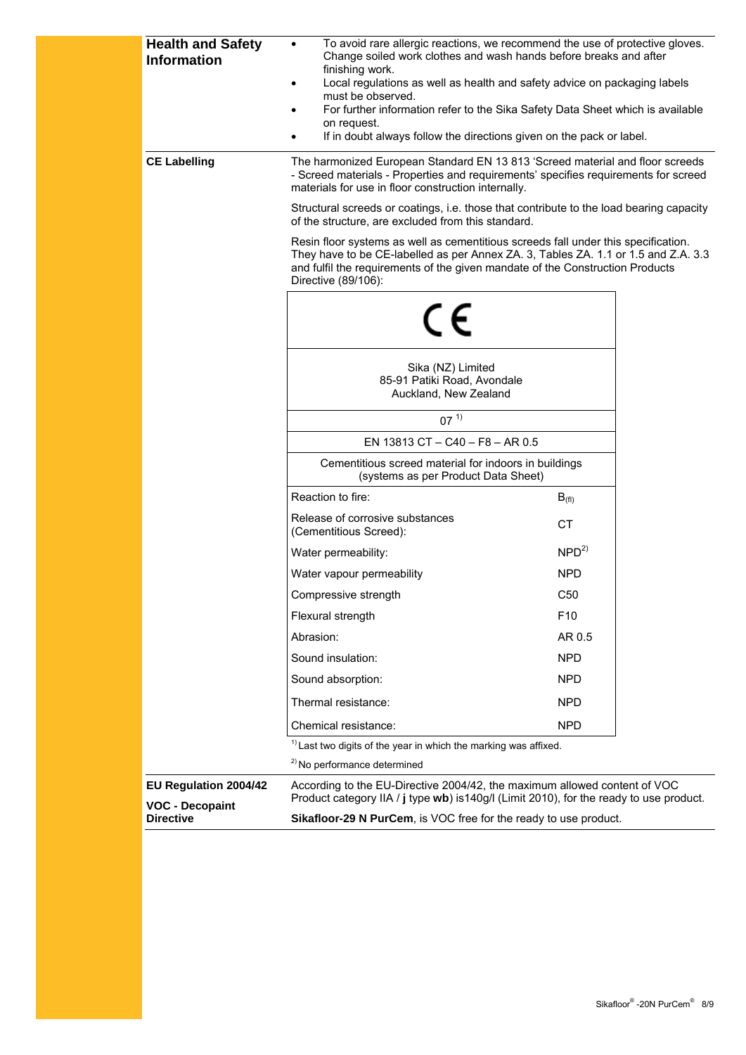## Health and Safety Information

- To avoid rare allergic reactions, we recommend the use of protective gloves. Change soiled work clothes and wash hands before breaks and after finishing work.
- Local regulations as well as health and safety advice on packaging labels must be observed.
- For further information refer to the Sika Safety Data Sheet which is available on request.
- If in doubt always follow the directions given on the pack or label.

## CE Labelling

The harmonized European Standard EN 13 813 'Screed material and floor screeds - Screed materials - Properties and requirements' specifies requirements for screed materials for use in floor construction internally.

Structural screeds or coatings, i.e. those that contribute to the load bearing capacity of the structure, are excluded from this standard.

Resin floor systems as well as cementitious screeds fall under this specification. They have to be CE-labelled as per Annex ZA. 3, Tables ZA. 1.1 or 1.5 and Z.A. 3.3 and fulfil the requirements of the given mandate of the Construction Products Directive (89/106):

| CE | |
|---|---|
| Sika (NZ) Limited<br>85-91 Patiki Road, Avondale<br>Auckland, New Zealand | |
| 07 [1] | |
| EN 13813 CT – C40 – F8 – AR 0.5 | |
| Cementitious screed material for indoors in buildings<br>(systems as per Product Data Sheet) | |
| Reaction to fire: | $B_{(fl)}$ |
| Release of corrosive substances (Cementitious Screed): | CT |
| Water permeability: | NPD [2] |
| Water vapour permeability | NPD |
| Compressive strength | C50 |
| Flexural strength | F10 |
| Abrasion: | AR 0.5 |
| Sound insulation: | NPD |
| Sound absorption: | NPD |
| Thermal resistance: | NPD |
| Chemical resistance: | NPD |

[1] Last two digits of the year in which the marking was affixed.

[2] No performance determined

## EU Regulation 2004/42 VOC - Decopaint Directive

According to the EU-Directive 2004/42, the maximum allowed content of VOC Product category IIA / **j** type **wb**) is140g/l (Limit 2010), for the ready to use product.

**Sikafloor-29 N PurCem**, is VOC free for the ready to use product.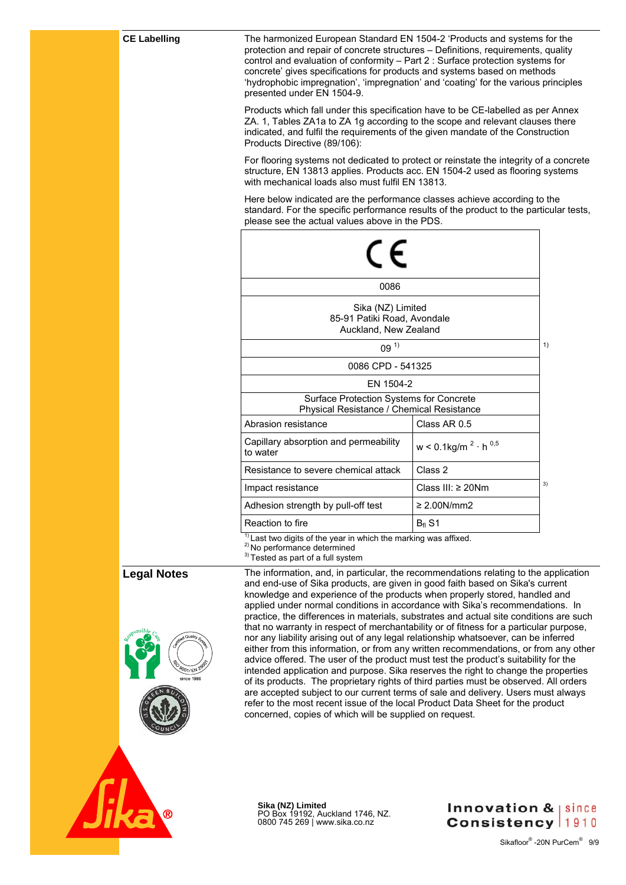## CE Labelling

The harmonized European Standard EN 1504-2 'Products and systems for the protection and repair of concrete structures – Definitions, requirements, quality control and evaluation of conformity – Part 2 : Surface protection systems for concrete' gives specifications for products and systems based on methods 'hydrophobic impregnation', 'impregnation' and 'coating' for the various principles presented under EN 1504-9.

Products which fall under this specification have to be CE-labelled as per Annex ZA. 1, Tables ZA1a to ZA 1g according to the scope and relevant clauses there indicated, and fulfil the requirements of the given mandate of the Construction Products Directive (89/106):

For flooring systems not dedicated to protect or reinstate the integrity of a concrete structure, EN 13813 applies. Products acc. EN 1504-2 used as flooring systems with mechanical loads also must fulfil EN 13813.

Here below indicated are the performance classes achieve according to the standard. For the specific performance results of the product to the particular tests, please see the actual values above in the PDS.

| | |
|---|---|
| CE | |
| 0086 | |
| Sika (NZ) Limited<br>85-91 Patiki Road, Avondale<br>Auckland, New Zealand | |
| 09 [1] | |
| 0086 CPD - 541325 | |
| EN 1504-2 | |
| Surface Protection Systems for Concrete<br>Physical Resistance / Chemical Resistance | |
| Abrasion resistance | Class AR 0.5 |
| Capillary absorption and permeability to water | $w < 0.1 kg/m^2 \cdot h^{0,5}$ |
| Resistance to severe chemical attack | Class 2 |
| Impact resistance | Class III: ≥ 20Nm [3] |
| Adhesion strength by pull-off test | ≥ 2.00N/mm2 |
| Reaction to fire | $B_{fl}$ S1 |

[1] Last two digits of the year in which the marking was affixed.
[2] No performance determined
[3] Tested as part of a full system

## Legal Notes

The information, and, in particular, the recommendations relating to the application and end-use of Sika products, are given in good faith based on Sika's current knowledge and experience of the products when properly stored, handled and applied under normal conditions in accordance with Sika's recommendations. In practice, the differences in materials, substrates and actual site conditions are such that no warranty in respect of merchantability or of fitness for a particular purpose, nor any liability arising out of any legal relationship whatsoever, can be inferred either from this information, or from any written recommendations, or from any other advice offered. The user of the product must test the product's suitability for the intended application and purpose. Sika reserves the right to change the properties of its products. The proprietary rights of third parties must be observed. All orders are accepted subject to our current terms of sale and delivery. Users must always refer to the most recent issue of the local Product Data Sheet for the product concerned, copies of which will be supplied on request.

**Sika (NZ) Limited**
PO Box 19192, Auckland 1746, NZ.
0800 745 269 | www.sika.co.nz

Innovation & Consistency since 1910